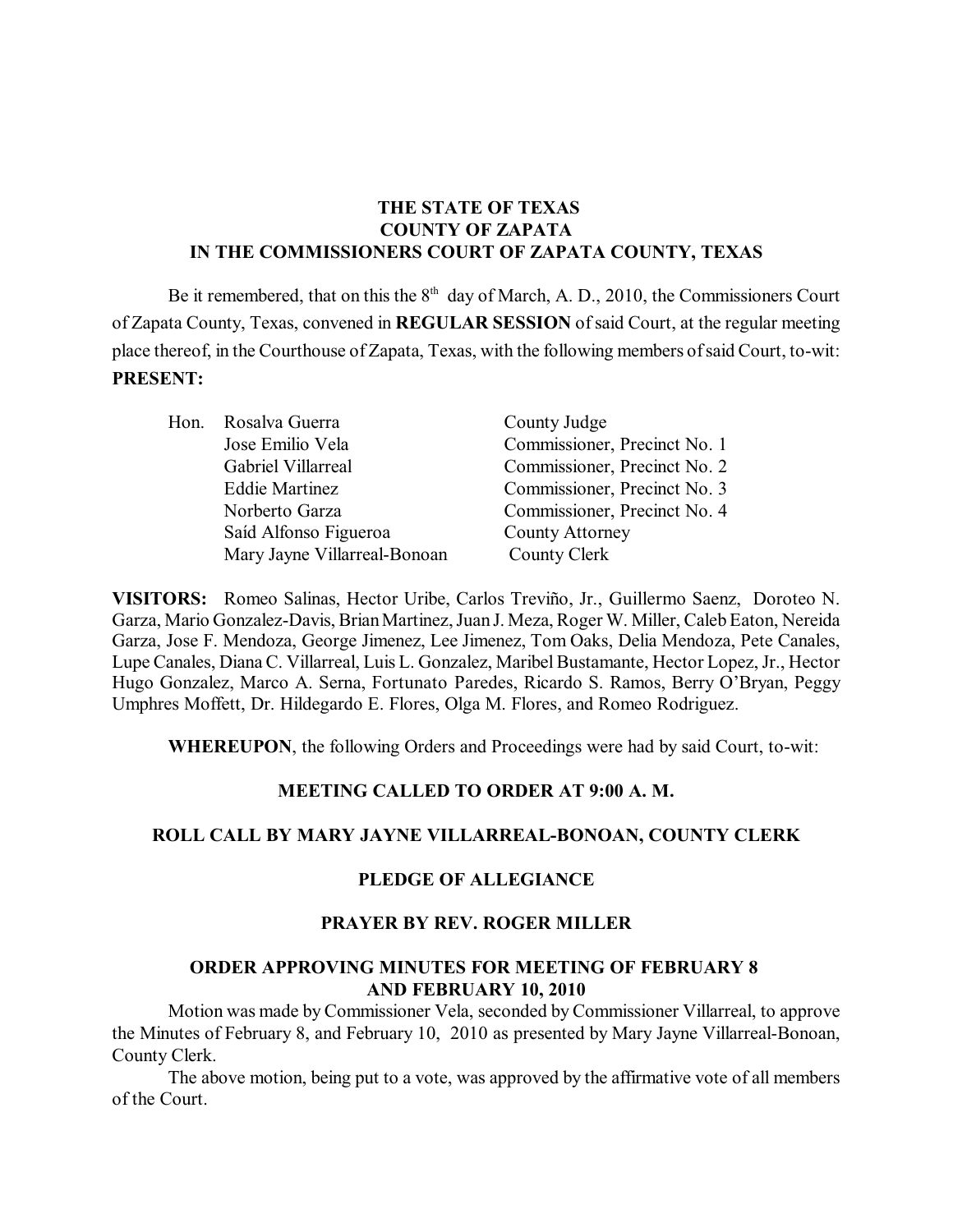**THE STATE OF TEXAS**
**COUNTY OF ZAPATA**
**IN THE COMMISSIONERS COURT OF ZAPATA COUNTY, TEXAS**

Be it remembered, that on this the 8th day of March, A. D., 2010, the Commissioners Court of Zapata County, Texas, convened in **REGULAR SESSION** of said Court, at the regular meeting place thereof, in the Courthouse of Zapata, Texas, with the following members of said Court, to-wit:

**PRESENT:**

| | | |
|---|---|---|
| Hon. | Rosalva Guerra | County Judge |
| | Jose Emilio Vela | Commissioner, Precinct No. 1 |
| | Gabriel Villarreal | Commissioner, Precinct No. 2 |
| | Eddie Martinez | Commissioner, Precinct No. 3 |
| | Norberto Garza | Commissioner, Precinct No. 4 |
| | Saíd Alfonso Figueroa | County Attorney |
| | Mary Jayne Villarreal-Bonoan | County Clerk |

**VISITORS:** Romeo Salinas, Hector Uribe, Carlos Treviño, Jr., Guillermo Saenz, Doroteo N. Garza, Mario Gonzalez-Davis, Brian Martinez, Juan J. Meza, Roger W. Miller, Caleb Eaton, Nereida Garza, Jose F. Mendoza, George Jimenez, Lee Jimenez, Tom Oaks, Delia Mendoza, Pete Canales, Lupe Canales, Diana C. Villarreal, Luis L. Gonzalez, Maribel Bustamante, Hector Lopez, Jr., Hector Hugo Gonzalez, Marco A. Serna, Fortunato Paredes, Ricardo S. Ramos, Berry O'Bryan, Peggy Umphres Moffett, Dr. Hildegardo E. Flores, Olga M. Flores, and Romeo Rodriguez.

**WHEREUPON**, the following Orders and Proceedings were had by said Court, to-wit:

**MEETING CALLED TO ORDER AT 9:00 A. M.**

**ROLL CALL BY MARY JAYNE VILLARREAL-BONOAN, COUNTY CLERK**

**PLEDGE OF ALLEGIANCE**

**PRAYER BY REV. ROGER MILLER**

**ORDER APPROVING MINUTES FOR MEETING OF FEBRUARY 8 AND FEBRUARY 10, 2010**

Motion was made by Commissioner Vela, seconded by Commissioner Villarreal, to approve the Minutes of February 8, and February 10, 2010 as presented by Mary Jayne Villarreal-Bonoan, County Clerk.

The above motion, being put to a vote, was approved by the affirmative vote of all members of the Court.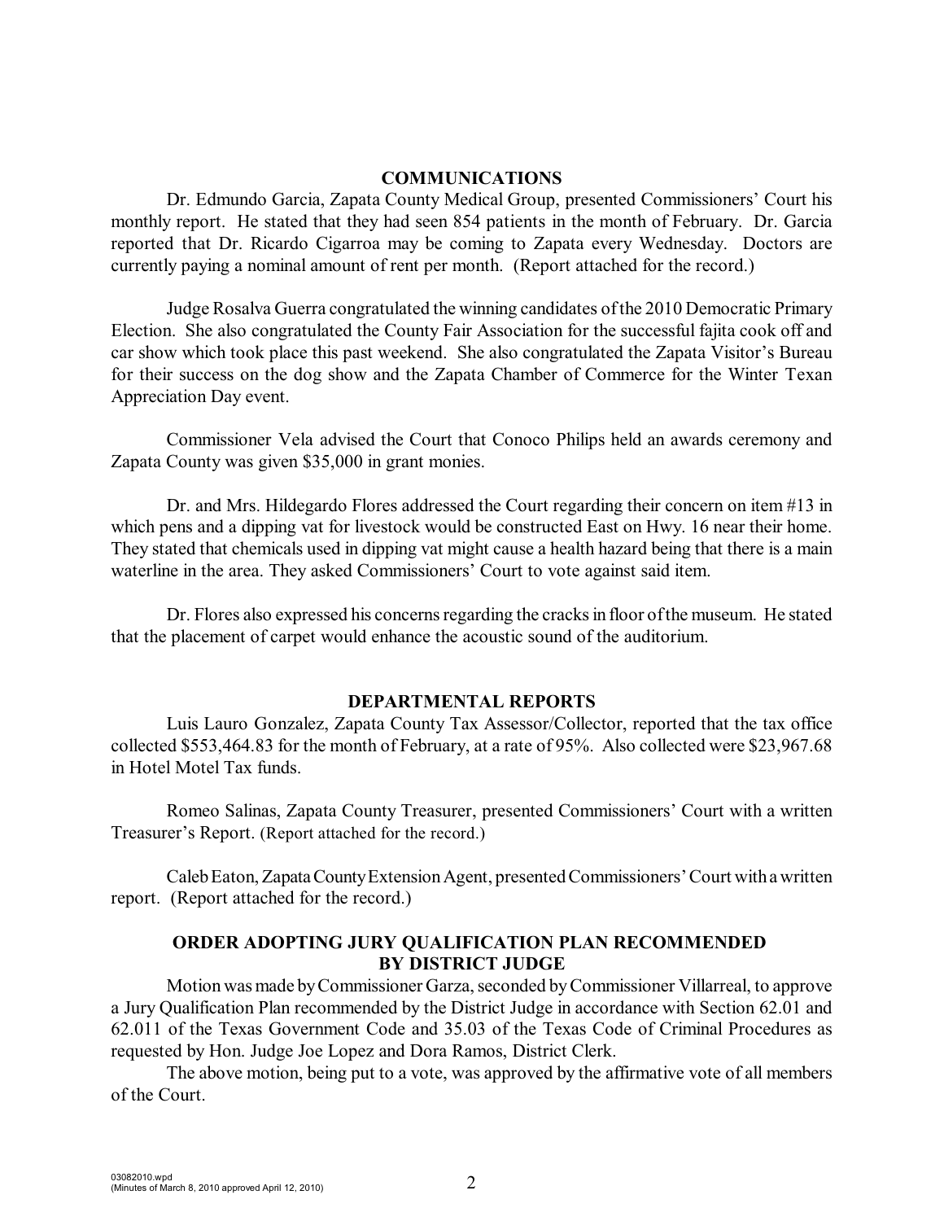## COMMUNICATIONS

Dr. Edmundo Garcia, Zapata County Medical Group, presented Commissioners' Court his monthly report. He stated that they had seen 854 patients in the month of February. Dr. Garcia reported that Dr. Ricardo Cigarroa may be coming to Zapata every Wednesday. Doctors are currently paying a nominal amount of rent per month. (Report attached for the record.)

Judge Rosalva Guerra congratulated the winning candidates of the 2010 Democratic Primary Election. She also congratulated the County Fair Association for the successful fajita cook off and car show which took place this past weekend. She also congratulated the Zapata Visitor's Bureau for their success on the dog show and the Zapata Chamber of Commerce for the Winter Texan Appreciation Day event.

Commissioner Vela advised the Court that Conoco Philips held an awards ceremony and Zapata County was given $35,000 in grant monies.

Dr. and Mrs. Hildegardo Flores addressed the Court regarding their concern on item #13 in which pens and a dipping vat for livestock would be constructed East on Hwy. 16 near their home. They stated that chemicals used in dipping vat might cause a health hazard being that there is a main waterline in the area. They asked Commissioners' Court to vote against said item.

Dr. Flores also expressed his concerns regarding the cracks in floor of the museum. He stated that the placement of carpet would enhance the acoustic sound of the auditorium.

## DEPARTMENTAL REPORTS

Luis Lauro Gonzalez, Zapata County Tax Assessor/Collector, reported that the tax office collected $553,464.83 for the month of February, at a rate of 95%. Also collected were $23,967.68 in Hotel Motel Tax funds.

Romeo Salinas, Zapata County Treasurer, presented Commissioners' Court with a written Treasurer's Report. (Report attached for the record.)

Caleb Eaton, Zapata County Extension Agent, presented Commissioners' Court with a written report. (Report attached for the record.)

## ORDER ADOPTING JURY QUALIFICATION PLAN RECOMMENDED BY DISTRICT JUDGE

Motion was made by Commissioner Garza, seconded by Commissioner Villarreal, to approve a Jury Qualification Plan recommended by the District Judge in accordance with Section 62.01 and 62.011 of the Texas Government Code and 35.03 of the Texas Code of Criminal Procedures as requested by Hon. Judge Joe Lopez and Dora Ramos, District Clerk.

The above motion, being put to a vote, was approved by the affirmative vote of all members of the Court.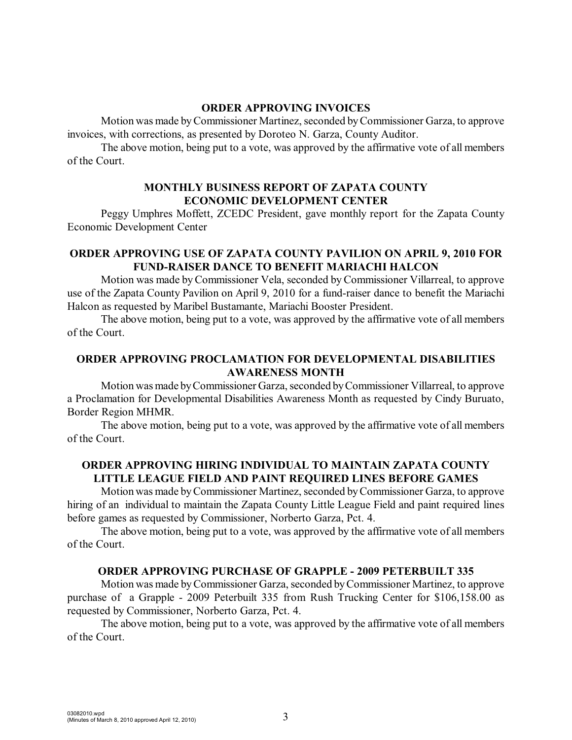**ORDER APPROVING INVOICES**

Motion was made by Commissioner Martinez, seconded by Commissioner Garza, to approve invoices, with corrections, as presented by Doroteo N. Garza, County Auditor.

The above motion, being put to a vote, was approved by the affirmative vote of all members of the Court.

**MONTHLY BUSINESS REPORT OF ZAPATA COUNTY ECONOMIC DEVELOPMENT CENTER**

Peggy Umphres Moffett, ZCEDC President, gave monthly report for the Zapata County Economic Development Center

**ORDER APPROVING USE OF ZAPATA COUNTY PAVILION ON APRIL 9, 2010 FOR FUND-RAISER DANCE TO BENEFIT MARIACHI HALCON**

Motion was made by Commissioner Vela, seconded by Commissioner Villarreal, to approve use of the Zapata County Pavilion on April 9, 2010 for a fund-raiser dance to benefit the Mariachi Halcon as requested by Maribel Bustamante, Mariachi Booster President.

The above motion, being put to a vote, was approved by the affirmative vote of all members of the Court.

**ORDER APPROVING PROCLAMATION FOR DEVELOPMENTAL DISABILITIES AWARENESS MONTH**

Motion was made by Commissioner Garza, seconded by Commissioner Villarreal, to approve a Proclamation for Developmental Disabilities Awareness Month as requested by Cindy Buruato, Border Region MHMR.

The above motion, being put to a vote, was approved by the affirmative vote of all members of the Court.

**ORDER APPROVING HIRING INDIVIDUAL TO MAINTAIN ZAPATA COUNTY LITTLE LEAGUE FIELD AND PAINT REQUIRED LINES BEFORE GAMES**

Motion was made by Commissioner Martinez, seconded by Commissioner Garza, to approve hiring of an individual to maintain the Zapata County Little League Field and paint required lines before games as requested by Commissioner, Norberto Garza, Pct. 4.

The above motion, being put to a vote, was approved by the affirmative vote of all members of the Court.

**ORDER APPROVING PURCHASE OF GRAPPLE - 2009 PETERBUILT 335**

Motion was made by Commissioner Garza, seconded by Commissioner Martinez, to approve purchase of a Grapple - 2009 Peterbuilt 335 from Rush Trucking Center for $106,158.00 as requested by Commissioner, Norberto Garza, Pct. 4.

The above motion, being put to a vote, was approved by the affirmative vote of all members of the Court.

03082010.wpd
(Minutes of March 8, 2010 approved April 12, 2010)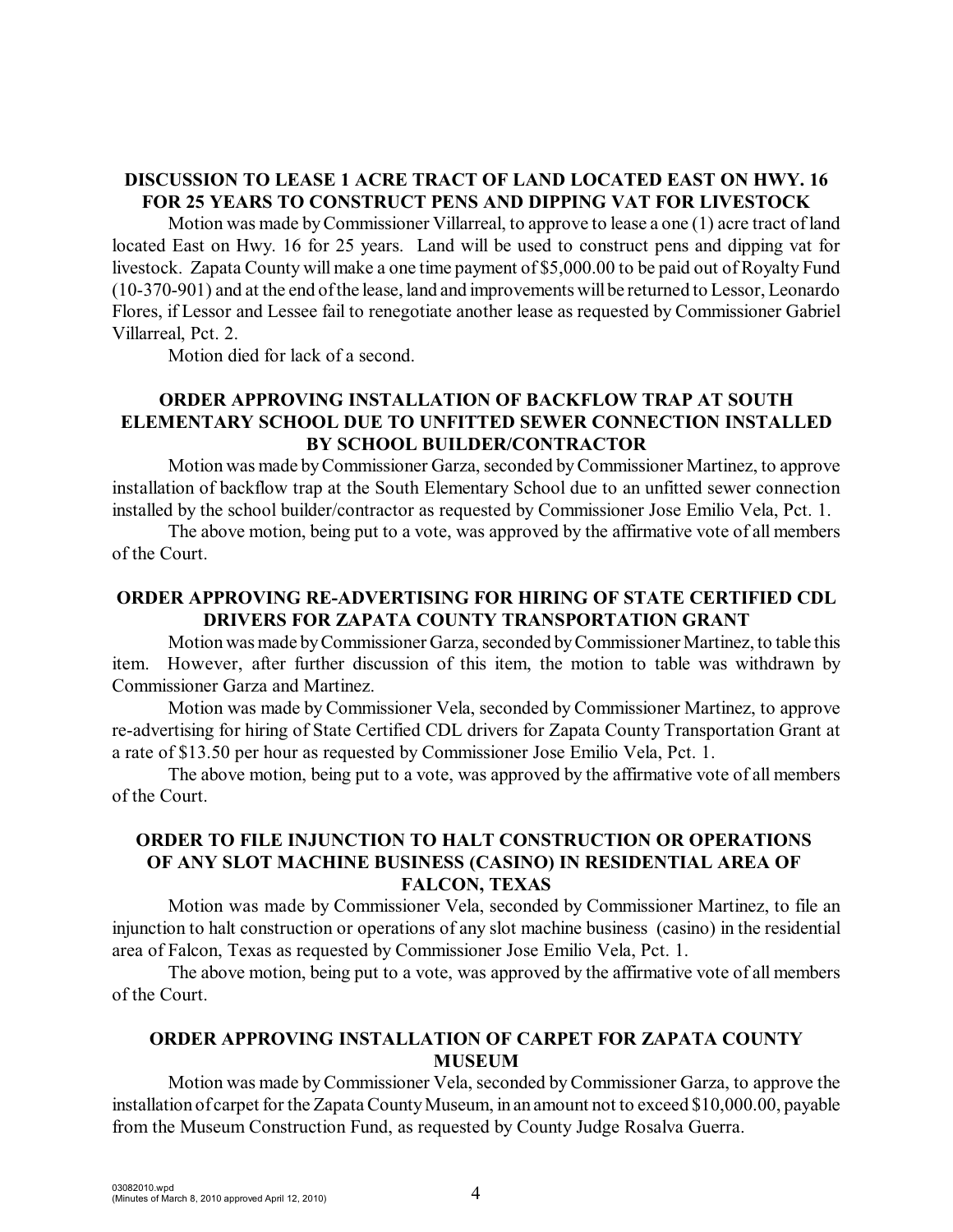### DISCUSSION TO LEASE 1 ACRE TRACT OF LAND LOCATED EAST ON HWY. 16 FOR 25 YEARS TO CONSTRUCT PENS AND DIPPING VAT FOR LIVESTOCK

Motion was made by Commissioner Villarreal, to approve to lease a one (1) acre tract of land located East on Hwy. 16 for 25 years. Land will be used to construct pens and dipping vat for livestock. Zapata County will make a one time payment of $5,000.00 to be paid out of Royalty Fund (10-370-901) and at the end of the lease, land and improvements will be returned to Lessor, Leonardo Flores, if Lessor and Lessee fail to renegotiate another lease as requested by Commissioner Gabriel Villarreal, Pct. 2.

Motion died for lack of a second.

### ORDER APPROVING INSTALLATION OF BACKFLOW TRAP AT SOUTH ELEMENTARY SCHOOL DUE TO UNFITTED SEWER CONNECTION INSTALLED BY SCHOOL BUILDER/CONTRACTOR

Motion was made by Commissioner Garza, seconded by Commissioner Martinez, to approve installation of backflow trap at the South Elementary School due to an unfitted sewer connection installed by the school builder/contractor as requested by Commissioner Jose Emilio Vela, Pct. 1.

The above motion, being put to a vote, was approved by the affirmative vote of all members of the Court.

### ORDER APPROVING RE-ADVERTISING FOR HIRING OF STATE CERTIFIED CDL DRIVERS FOR ZAPATA COUNTY TRANSPORTATION GRANT

Motion was made by Commissioner Garza, seconded by Commissioner Martinez, to table this item. However, after further discussion of this item, the motion to table was withdrawn by Commissioner Garza and Martinez.

Motion was made by Commissioner Vela, seconded by Commissioner Martinez, to approve re-advertising for hiring of State Certified CDL drivers for Zapata County Transportation Grant at a rate of $13.50 per hour as requested by Commissioner Jose Emilio Vela, Pct. 1.

The above motion, being put to a vote, was approved by the affirmative vote of all members of the Court.

### ORDER TO FILE INJUNCTION TO HALT CONSTRUCTION OR OPERATIONS OF ANY SLOT MACHINE BUSINESS (CASINO) IN RESIDENTIAL AREA OF FALCON, TEXAS

Motion was made by Commissioner Vela, seconded by Commissioner Martinez, to file an injunction to halt construction or operations of any slot machine business (casino) in the residential area of Falcon, Texas as requested by Commissioner Jose Emilio Vela, Pct. 1.

The above motion, being put to a vote, was approved by the affirmative vote of all members of the Court.

### ORDER APPROVING INSTALLATION OF CARPET FOR ZAPATA COUNTY MUSEUM

Motion was made by Commissioner Vela, seconded by Commissioner Garza, to approve the installation of carpet for the Zapata County Museum, in an amount not to exceed $10,000.00, payable from the Museum Construction Fund, as requested by County Judge Rosalva Guerra.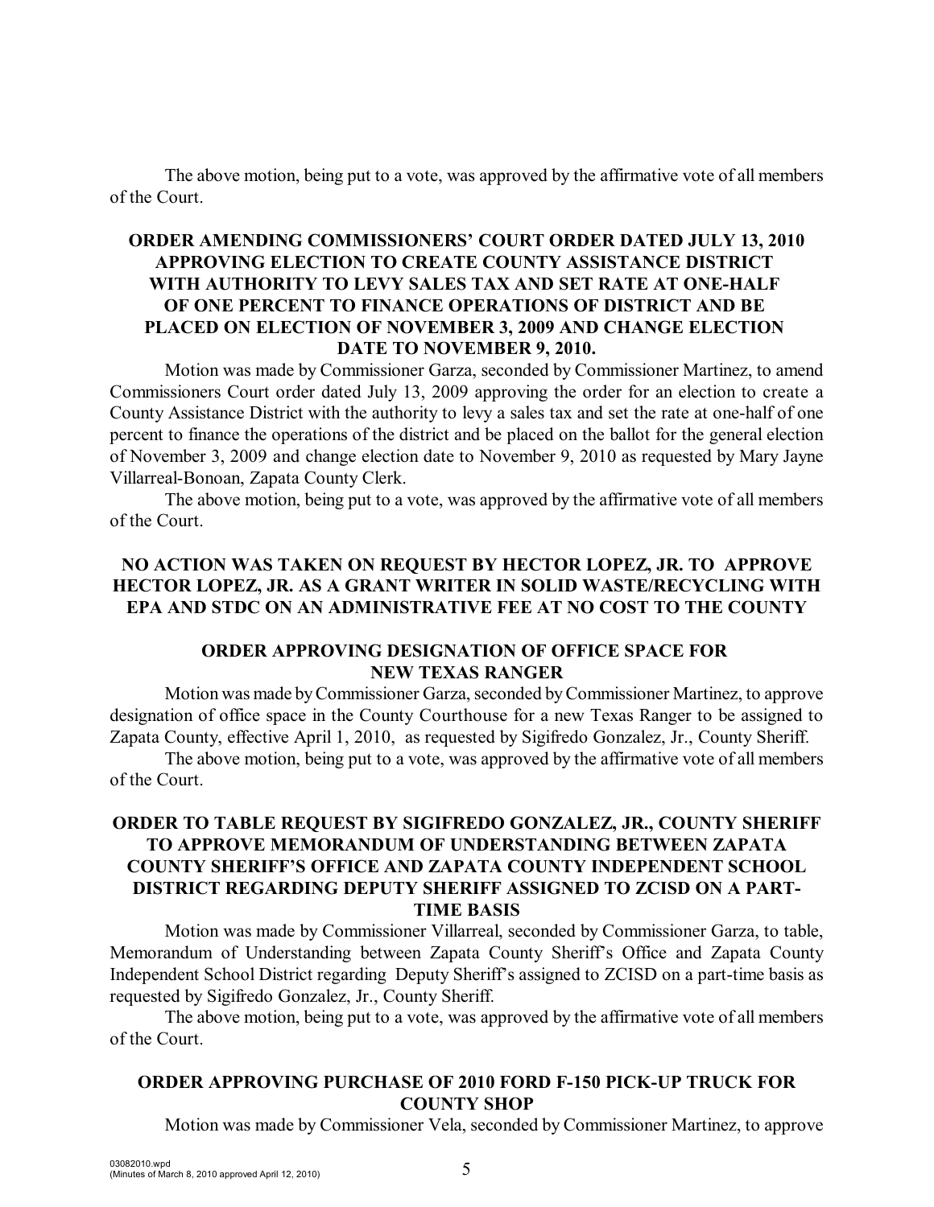The above motion, being put to a vote, was approved by the affirmative vote of all members of the Court.

**ORDER AMENDING COMMISSIONERS' COURT ORDER DATED JULY 13, 2010 APPROVING ELECTION TO CREATE COUNTY ASSISTANCE DISTRICT WITH AUTHORITY TO LEVY SALES TAX AND SET RATE AT ONE-HALF OF ONE PERCENT TO FINANCE OPERATIONS OF DISTRICT AND BE PLACED ON ELECTION OF NOVEMBER 3, 2009 AND CHANGE ELECTION DATE TO NOVEMBER 9, 2010.**

Motion was made by Commissioner Garza, seconded by Commissioner Martinez, to amend Commissioners Court order dated July 13, 2009 approving the order for an election to create a County Assistance District with the authority to levy a sales tax and set the rate at one-half of one percent to finance the operations of the district and be placed on the ballot for the general election of November 3, 2009 and change election date to November 9, 2010 as requested by Mary Jayne Villarreal-Bonoan, Zapata County Clerk.

The above motion, being put to a vote, was approved by the affirmative vote of all members of the Court.

**NO ACTION WAS TAKEN ON REQUEST BY HECTOR LOPEZ, JR. TO APPROVE HECTOR LOPEZ, JR. AS A GRANT WRITER IN SOLID WASTE/RECYCLING WITH EPA AND STDC ON AN ADMINISTRATIVE FEE AT NO COST TO THE COUNTY**

**ORDER APPROVING DESIGNATION OF OFFICE SPACE FOR NEW TEXAS RANGER**

Motion was made by Commissioner Garza, seconded by Commissioner Martinez, to approve designation of office space in the County Courthouse for a new Texas Ranger to be assigned to Zapata County, effective April 1, 2010, as requested by Sigifredo Gonzalez, Jr., County Sheriff.

The above motion, being put to a vote, was approved by the affirmative vote of all members of the Court.

**ORDER TO TABLE REQUEST BY SIGIFREDO GONZALEZ, JR., COUNTY SHERIFF TO APPROVE MEMORANDUM OF UNDERSTANDING BETWEEN ZAPATA COUNTY SHERIFF'S OFFICE AND ZAPATA COUNTY INDEPENDENT SCHOOL DISTRICT REGARDING DEPUTY SHERIFF ASSIGNED TO ZCISD ON A PART-TIME BASIS**

Motion was made by Commissioner Villarreal, seconded by Commissioner Garza, to table, Memorandum of Understanding between Zapata County Sheriff's Office and Zapata County Independent School District regarding Deputy Sheriff's assigned to ZCISD on a part-time basis as requested by Sigifredo Gonzalez, Jr., County Sheriff.

The above motion, being put to a vote, was approved by the affirmative vote of all members of the Court.

**ORDER APPROVING PURCHASE OF 2010 FORD F-150 PICK-UP TRUCK FOR COUNTY SHOP**

Motion was made by Commissioner Vela, seconded by Commissioner Martinez, to approve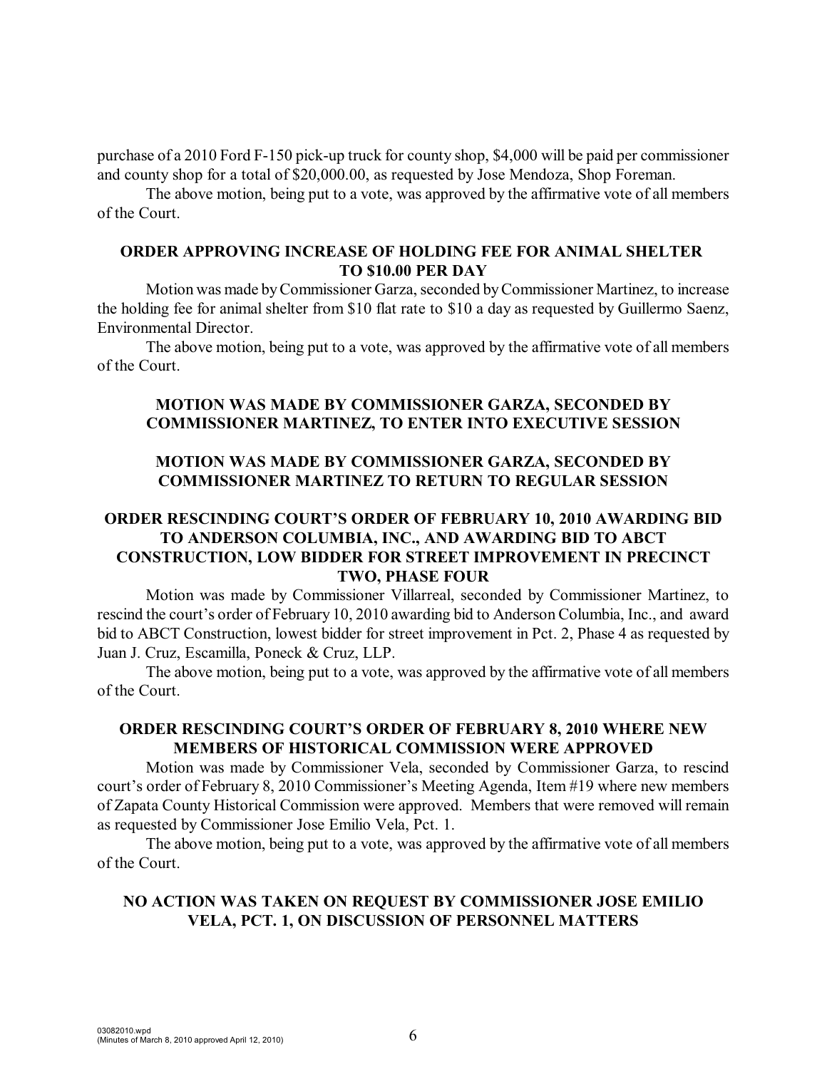purchase of a 2010 Ford F-150 pick-up truck for county shop, $4,000 will be paid per commissioner and county shop for a total of $20,000.00, as requested by Jose Mendoza, Shop Foreman.

The above motion, being put to a vote, was approved by the affirmative vote of all members of the Court.

**ORDER APPROVING INCREASE OF HOLDING FEE FOR ANIMAL SHELTER TO $10.00 PER DAY**

Motion was made by Commissioner Garza, seconded by Commissioner Martinez, to increase the holding fee for animal shelter from $10 flat rate to $10 a day as requested by Guillermo Saenz, Environmental Director.

The above motion, being put to a vote, was approved by the affirmative vote of all members of the Court.

**MOTION WAS MADE BY COMMISSIONER GARZA, SECONDED BY COMMISSIONER MARTINEZ, TO ENTER INTO EXECUTIVE SESSION**

**MOTION WAS MADE BY COMMISSIONER GARZA, SECONDED BY COMMISSIONER MARTINEZ TO RETURN TO REGULAR SESSION**

**ORDER RESCINDING COURT'S ORDER OF FEBRUARY 10, 2010 AWARDING BID TO ANDERSON COLUMBIA, INC., AND AWARDING BID TO ABCT CONSTRUCTION, LOW BIDDER FOR STREET IMPROVEMENT IN PRECINCT TWO, PHASE FOUR**

Motion was made by Commissioner Villarreal, seconded by Commissioner Martinez, to rescind the court's order of February 10, 2010 awarding bid to Anderson Columbia, Inc., and award bid to ABCT Construction, lowest bidder for street improvement in Pct. 2, Phase 4 as requested by Juan J. Cruz, Escamilla, Poneck & Cruz, LLP.

The above motion, being put to a vote, was approved by the affirmative vote of all members of the Court.

**ORDER RESCINDING COURT'S ORDER OF FEBRUARY 8, 2010 WHERE NEW MEMBERS OF HISTORICAL COMMISSION WERE APPROVED**

Motion was made by Commissioner Vela, seconded by Commissioner Garza, to rescind court's order of February 8, 2010 Commissioner's Meeting Agenda, Item #19 where new members of Zapata County Historical Commission were approved. Members that were removed will remain as requested by Commissioner Jose Emilio Vela, Pct. 1.

The above motion, being put to a vote, was approved by the affirmative vote of all members of the Court.

**NO ACTION WAS TAKEN ON REQUEST BY COMMISSIONER JOSE EMILIO VELA, PCT. 1, ON DISCUSSION OF PERSONNEL MATTERS**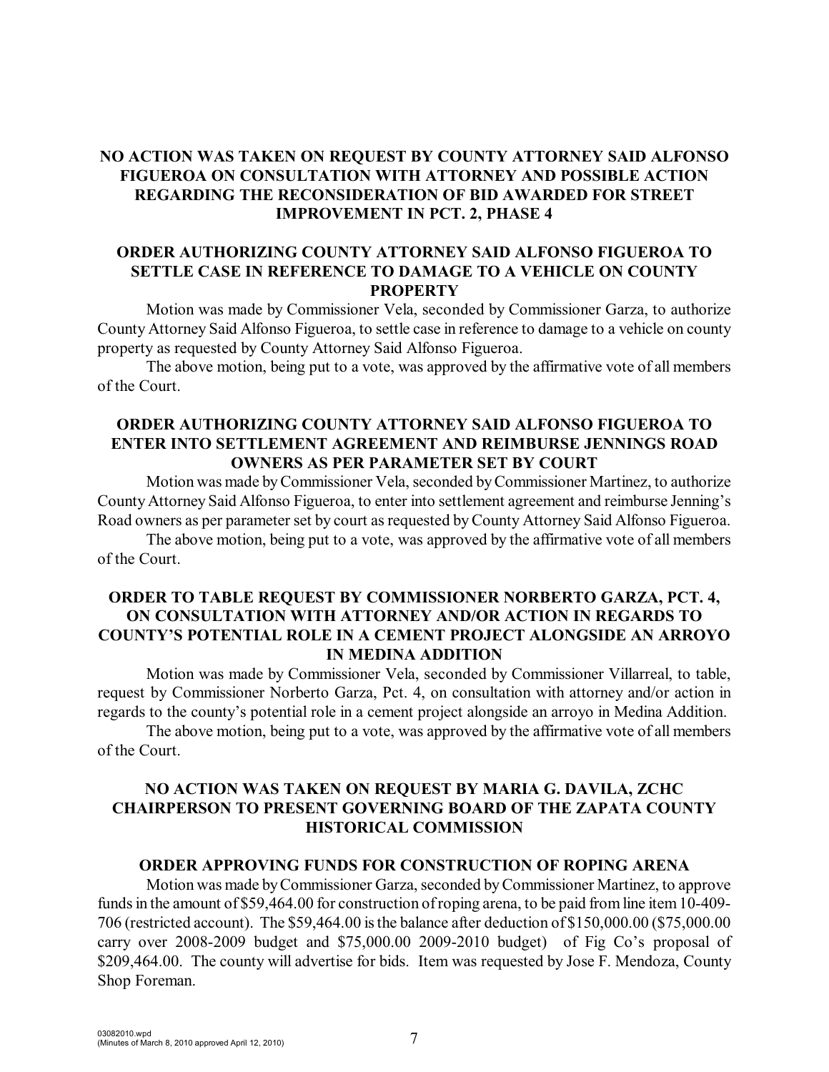**NO ACTION WAS TAKEN ON REQUEST BY COUNTY ATTORNEY SAID ALFONSO FIGUEROA ON CONSULTATION WITH ATTORNEY AND POSSIBLE ACTION REGARDING THE RECONSIDERATION OF BID AWARDED FOR STREET IMPROVEMENT IN PCT. 2, PHASE 4**

**ORDER AUTHORIZING COUNTY ATTORNEY SAID ALFONSO FIGUEROA TO SETTLE CASE IN REFERENCE TO DAMAGE TO A VEHICLE ON COUNTY PROPERTY**

Motion was made by Commissioner Vela, seconded by Commissioner Garza, to authorize County Attorney Said Alfonso Figueroa, to settle case in reference to damage to a vehicle on county property as requested by County Attorney Said Alfonso Figueroa.

The above motion, being put to a vote, was approved by the affirmative vote of all members of the Court.

**ORDER AUTHORIZING COUNTY ATTORNEY SAID ALFONSO FIGUEROA TO ENTER INTO SETTLEMENT AGREEMENT AND REIMBURSE JENNINGS ROAD OWNERS AS PER PARAMETER SET BY COURT**

Motion was made by Commissioner Vela, seconded by Commissioner Martinez, to authorize County Attorney Said Alfonso Figueroa, to enter into settlement agreement and reimburse Jenning's Road owners as per parameter set by court as requested by County Attorney Said Alfonso Figueroa.

The above motion, being put to a vote, was approved by the affirmative vote of all members of the Court.

**ORDER TO TABLE REQUEST BY COMMISSIONER NORBERTO GARZA, PCT. 4, ON CONSULTATION WITH ATTORNEY AND/OR ACTION IN REGARDS TO COUNTY'S POTENTIAL ROLE IN A CEMENT PROJECT ALONGSIDE AN ARROYO IN MEDINA ADDITION**

Motion was made by Commissioner Vela, seconded by Commissioner Villarreal, to table, request by Commissioner Norberto Garza, Pct. 4, on consultation with attorney and/or action in regards to the county's potential role in a cement project alongside an arroyo in Medina Addition.

The above motion, being put to a vote, was approved by the affirmative vote of all members of the Court.

**NO ACTION WAS TAKEN ON REQUEST BY MARIA G. DAVILA, ZCHC CHAIRPERSON TO PRESENT GOVERNING BOARD OF THE ZAPATA COUNTY HISTORICAL COMMISSION**

**ORDER APPROVING FUNDS FOR CONSTRUCTION OF ROPING ARENA**

Motion was made by Commissioner Garza, seconded by Commissioner Martinez, to approve funds in the amount of $59,464.00 for construction of roping arena, to be paid from line item 10-409-706 (restricted account). The $59,464.00 is the balance after deduction of $150,000.00 ($75,000.00 carry over 2008-2009 budget and $75,000.00 2009-2010 budget) of Fig Co's proposal of $209,464.00. The county will advertise for bids. Item was requested by Jose F. Mendoza, County Shop Foreman.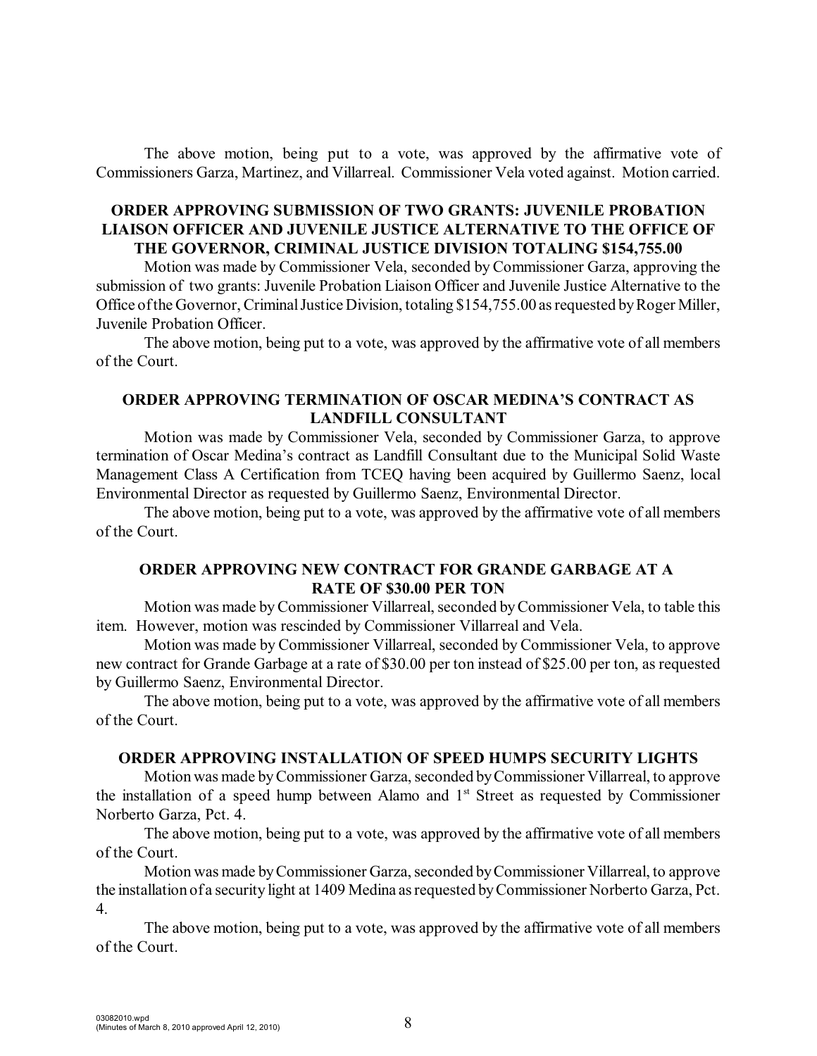The above motion, being put to a vote, was approved by the affirmative vote of Commissioners Garza, Martinez, and Villarreal. Commissioner Vela voted against. Motion carried.

**ORDER APPROVING SUBMISSION OF TWO GRANTS: JUVENILE PROBATION LIAISON OFFICER AND JUVENILE JUSTICE ALTERNATIVE TO THE OFFICE OF THE GOVERNOR, CRIMINAL JUSTICE DIVISION TOTALING $154,755.00**

Motion was made by Commissioner Vela, seconded by Commissioner Garza, approving the submission of two grants: Juvenile Probation Liaison Officer and Juvenile Justice Alternative to the Office of the Governor, Criminal Justice Division, totaling $154,755.00 as requested by Roger Miller, Juvenile Probation Officer.

The above motion, being put to a vote, was approved by the affirmative vote of all members of the Court.

**ORDER APPROVING TERMINATION OF OSCAR MEDINA'S CONTRACT AS LANDFILL CONSULTANT**

Motion was made by Commissioner Vela, seconded by Commissioner Garza, to approve termination of Oscar Medina's contract as Landfill Consultant due to the Municipal Solid Waste Management Class A Certification from TCEQ having been acquired by Guillermo Saenz, local Environmental Director as requested by Guillermo Saenz, Environmental Director.

The above motion, being put to a vote, was approved by the affirmative vote of all members of the Court.

**ORDER APPROVING NEW CONTRACT FOR GRANDE GARBAGE AT A RATE OF $30.00 PER TON**

Motion was made by Commissioner Villarreal, seconded by Commissioner Vela, to table this item. However, motion was rescinded by Commissioner Villarreal and Vela.

Motion was made by Commissioner Villarreal, seconded by Commissioner Vela, to approve new contract for Grande Garbage at a rate of $30.00 per ton instead of $25.00 per ton, as requested by Guillermo Saenz, Environmental Director.

The above motion, being put to a vote, was approved by the affirmative vote of all members of the Court.

**ORDER APPROVING INSTALLATION OF SPEED HUMPS SECURITY LIGHTS**

Motion was made by Commissioner Garza, seconded by Commissioner Villarreal, to approve the installation of a speed hump between Alamo and 1st Street as requested by Commissioner Norberto Garza, Pct. 4.

The above motion, being put to a vote, was approved by the affirmative vote of all members of the Court.

Motion was made by Commissioner Garza, seconded by Commissioner Villarreal, to approve the installation of a security light at 1409 Medina as requested by Commissioner Norberto Garza, Pct. 4.

The above motion, being put to a vote, was approved by the affirmative vote of all members of the Court.

03082010.wpd
(Minutes of March 8, 2010 approved April 12, 2010)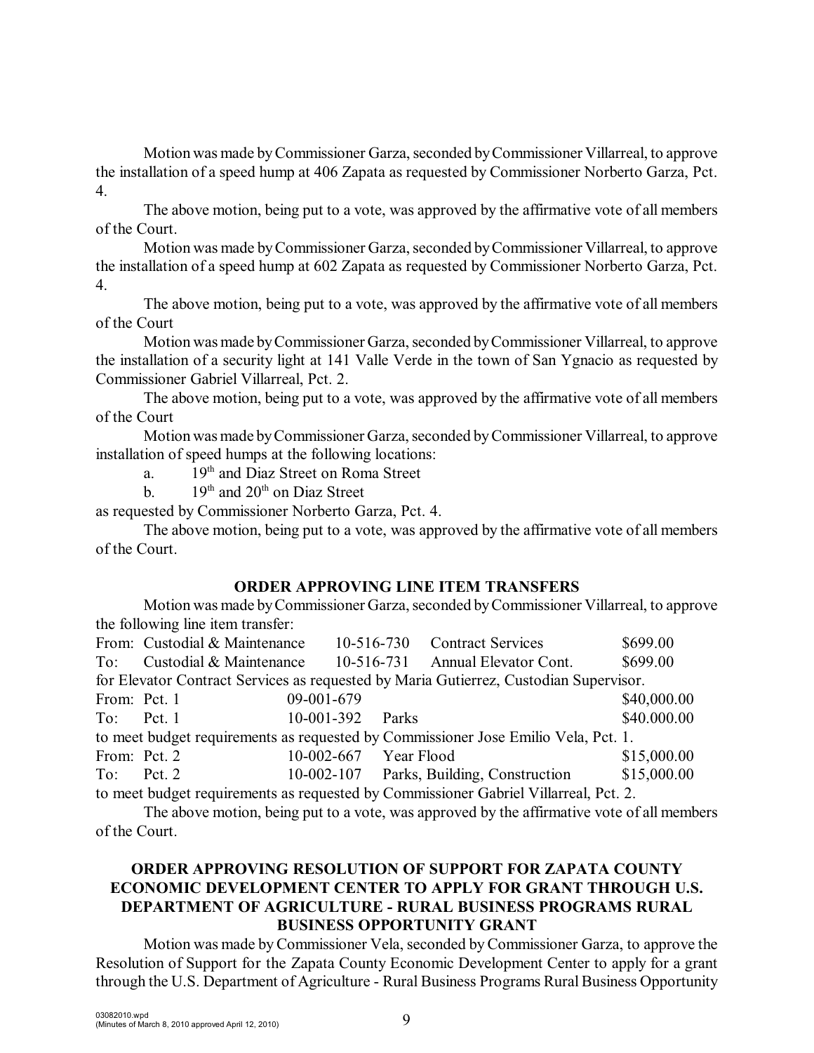Motion was made by Commissioner Garza, seconded by Commissioner Villarreal, to approve the installation of a speed hump at 406 Zapata as requested by Commissioner Norberto Garza, Pct. 4.

The above motion, being put to a vote, was approved by the affirmative vote of all members of the Court.

Motion was made by Commissioner Garza, seconded by Commissioner Villarreal, to approve the installation of a speed hump at 602 Zapata as requested by Commissioner Norberto Garza, Pct. 4.

The above motion, being put to a vote, was approved by the affirmative vote of all members of the Court

Motion was made by Commissioner Garza, seconded by Commissioner Villarreal, to approve the installation of a security light at 141 Valle Verde in the town of San Ygnacio as requested by Commissioner Gabriel Villarreal, Pct. 2.

The above motion, being put to a vote, was approved by the affirmative vote of all members of the Court

Motion was made by Commissioner Garza, seconded by Commissioner Villarreal, to approve installation of speed humps at the following locations:

a. 19th and Diaz Street on Roma Street

b. 19th and 20th on Diaz Street

as requested by Commissioner Norberto Garza, Pct. 4.

The above motion, being put to a vote, was approved by the affirmative vote of all members of the Court.

## ORDER APPROVING LINE ITEM TRANSFERS

Motion was made by Commissioner Garza, seconded by Commissioner Villarreal, to approve the following line item transfer:

| | | | | |
|---|---|---|---|---|
| From: | Custodial & Maintenance | 10-516-730 | Contract Services | \$699.00 |
| To: | Custodial & Maintenance | 10-516-731 | Annual Elevator Cont. | \$699.00 |

for Elevator Contract Services as requested by Maria Gutierrez, Custodian Supervisor.

| | | | | |
|---|---|---|---|---|
| From: | Pct. 1 | 09-001-679 | | \$40,000.00 |
| To: | Pct. 1 | 10-001-392 | Parks | \$40.000.00 |

to meet budget requirements as requested by Commissioner Jose Emilio Vela, Pct. 1.

| | | | | |
|---|---|---|---|---|
| From: | Pct. 2 | 10-002-667 | Year Flood | \$15,000.00 |
| To: | Pct. 2 | 10-002-107 | Parks, Building, Construction | \$15,000.00 |

to meet budget requirements as requested by Commissioner Gabriel Villarreal, Pct. 2.

The above motion, being put to a vote, was approved by the affirmative vote of all members of the Court.

## ORDER APPROVING RESOLUTION OF SUPPORT FOR ZAPATA COUNTY ECONOMIC DEVELOPMENT CENTER TO APPLY FOR GRANT THROUGH U.S. DEPARTMENT OF AGRICULTURE - RURAL BUSINESS PROGRAMS RURAL BUSINESS OPPORTUNITY GRANT

Motion was made by Commissioner Vela, seconded by Commissioner Garza, to approve the Resolution of Support for the Zapata County Economic Development Center to apply for a grant through the U.S. Department of Agriculture - Rural Business Programs Rural Business Opportunity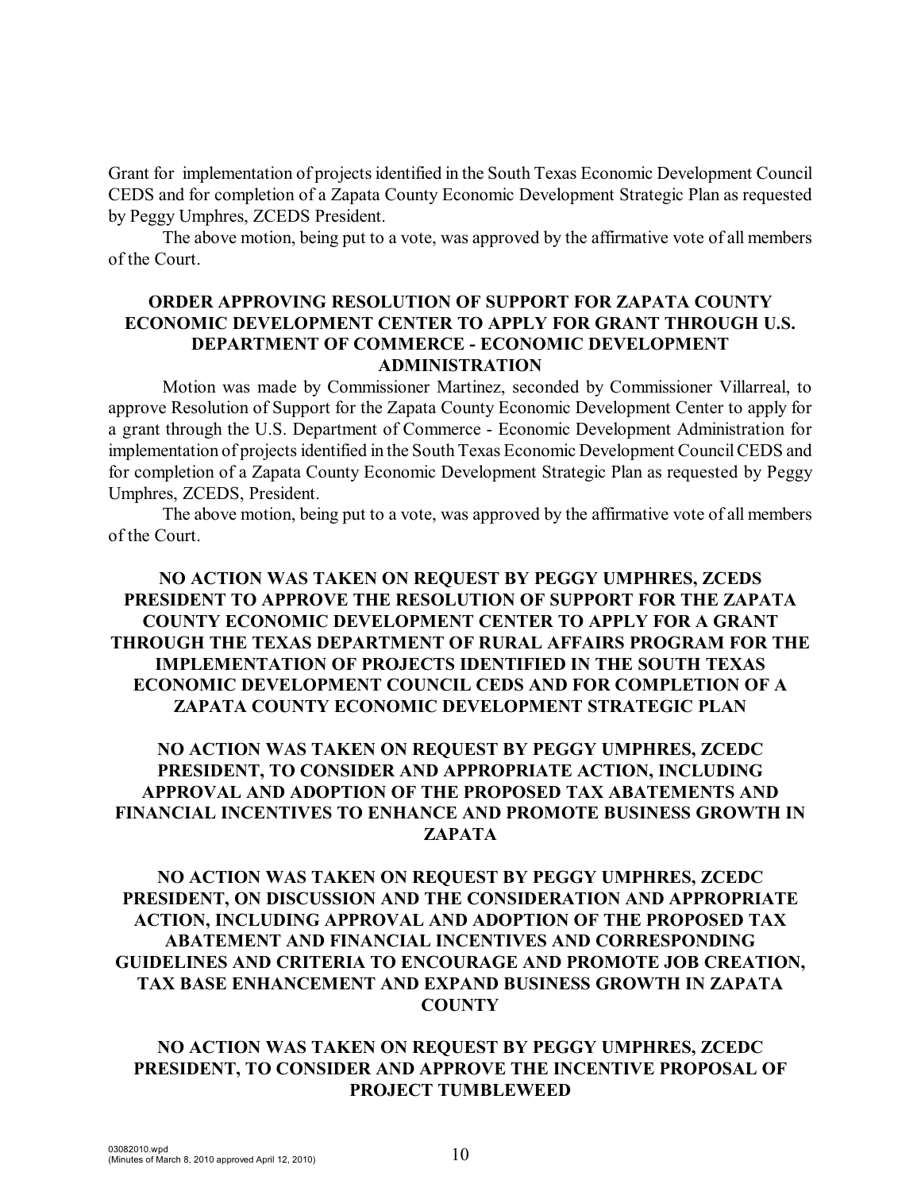Grant for implementation of projects identified in the South Texas Economic Development Council CEDS and for completion of a Zapata County Economic Development Strategic Plan as requested by Peggy Umphres, ZCEDS President.

The above motion, being put to a vote, was approved by the affirmative vote of all members of the Court.

**ORDER APPROVING RESOLUTION OF SUPPORT FOR ZAPATA COUNTY ECONOMIC DEVELOPMENT CENTER TO APPLY FOR GRANT THROUGH U.S. DEPARTMENT OF COMMERCE - ECONOMIC DEVELOPMENT ADMINISTRATION**

Motion was made by Commissioner Martinez, seconded by Commissioner Villarreal, to approve Resolution of Support for the Zapata County Economic Development Center to apply for a grant through the U.S. Department of Commerce - Economic Development Administration for implementation of projects identified in the South Texas Economic Development Council CEDS and for completion of a Zapata County Economic Development Strategic Plan as requested by Peggy Umphres, ZCEDS, President.

The above motion, being put to a vote, was approved by the affirmative vote of all members of the Court.

**NO ACTION WAS TAKEN ON REQUEST BY PEGGY UMPHRES, ZCEDS PRESIDENT TO APPROVE THE RESOLUTION OF SUPPORT FOR THE ZAPATA COUNTY ECONOMIC DEVELOPMENT CENTER TO APPLY FOR A GRANT THROUGH THE TEXAS DEPARTMENT OF RURAL AFFAIRS PROGRAM FOR THE IMPLEMENTATION OF PROJECTS IDENTIFIED IN THE SOUTH TEXAS ECONOMIC DEVELOPMENT COUNCIL CEDS AND FOR COMPLETION OF A ZAPATA COUNTY ECONOMIC DEVELOPMENT STRATEGIC PLAN**

**NO ACTION WAS TAKEN ON REQUEST BY PEGGY UMPHRES, ZCEDC PRESIDENT, TO CONSIDER AND APPROPRIATE ACTION, INCLUDING APPROVAL AND ADOPTION OF THE PROPOSED TAX ABATEMENTS AND FINANCIAL INCENTIVES TO ENHANCE AND PROMOTE BUSINESS GROWTH IN ZAPATA**

**NO ACTION WAS TAKEN ON REQUEST BY PEGGY UMPHRES, ZCEDC PRESIDENT, ON DISCUSSION AND THE CONSIDERATION AND APPROPRIATE ACTION, INCLUDING APPROVAL AND ADOPTION OF THE PROPOSED TAX ABATEMENT AND FINANCIAL INCENTIVES AND CORRESPONDING GUIDELINES AND CRITERIA TO ENCOURAGE AND PROMOTE JOB CREATION, TAX BASE ENHANCEMENT AND EXPAND BUSINESS GROWTH IN ZAPATA COUNTY**

**NO ACTION WAS TAKEN ON REQUEST BY PEGGY UMPHRES, ZCEDC PRESIDENT, TO CONSIDER AND APPROVE THE INCENTIVE PROPOSAL OF PROJECT TUMBLEWEED**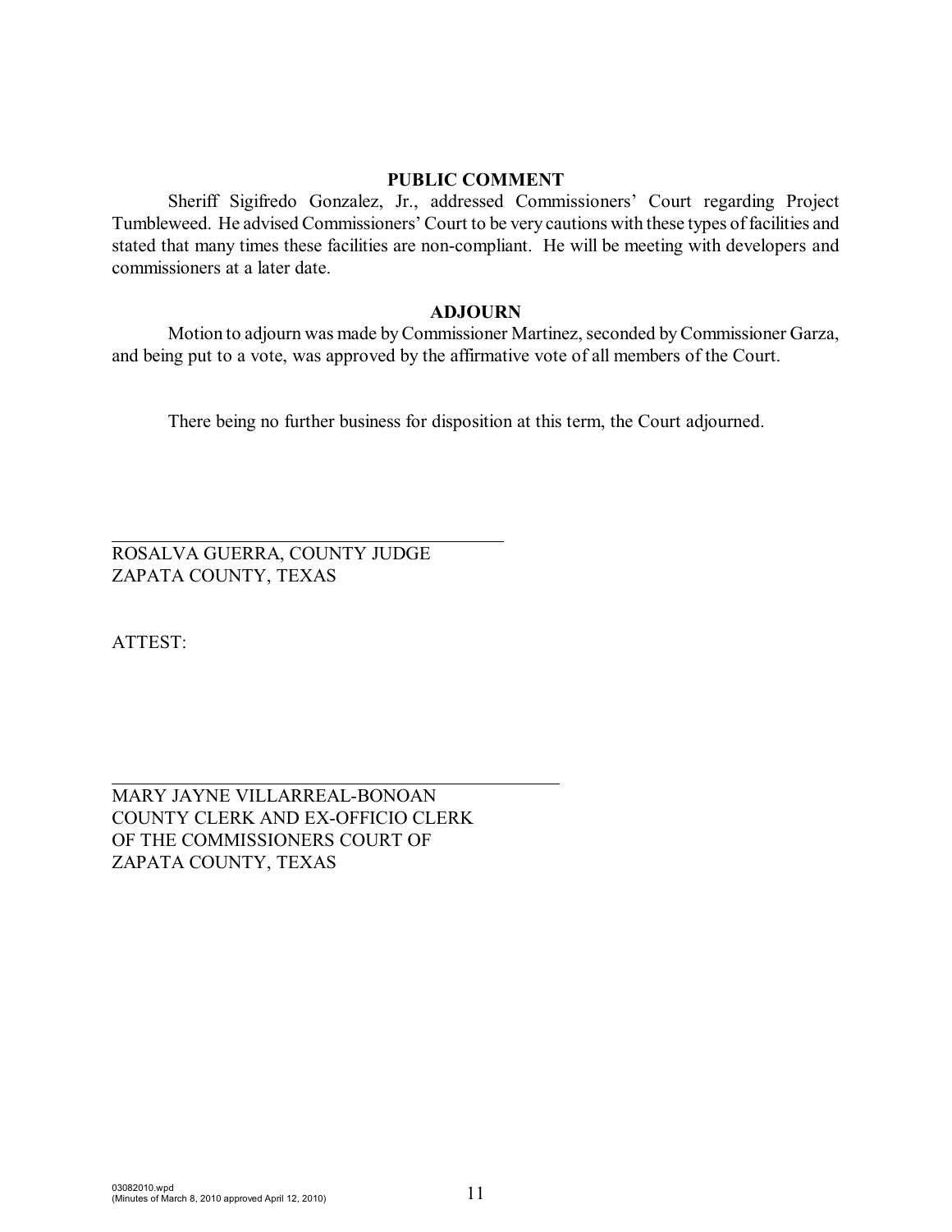## PUBLIC COMMENT

Sheriff Sigifredo Gonzalez, Jr., addressed Commissioners' Court regarding Project Tumbleweed. He advised Commissioners' Court to be very cautions with these types of facilities and stated that many times these facilities are non-compliant. He will be meeting with developers and commissioners at a later date.

## ADJOURN

Motion to adjourn was made by Commissioner Martinez, seconded by Commissioner Garza, and being put to a vote, was approved by the affirmative vote of all members of the Court.

There being no further business for disposition at this term, the Court adjourned.

\_\_\_\_\_\_\_\_\_\_\_\_\_\_\_\_\_\_\_\_\_\_\_\_\_\_\_\_\_\_\_\_\_\_\_\_\_\_\_\_

ROSALVA GUERRA, COUNTY JUDGE
ZAPATA COUNTY, TEXAS

ATTEST:

\_\_\_\_\_\_\_\_\_\_\_\_\_\_\_\_\_\_\_\_\_\_\_\_\_\_\_\_\_\_\_\_\_\_\_\_\_\_\_\_\_\_\_\_

MARY JAYNE VILLARREAL-BONOAN
COUNTY CLERK AND EX-OFFICIO CLERK
OF THE COMMISSIONERS COURT OF
ZAPATA COUNTY, TEXAS

03082010.wpd
(Minutes of March 8, 2010 approved April 12, 2010)